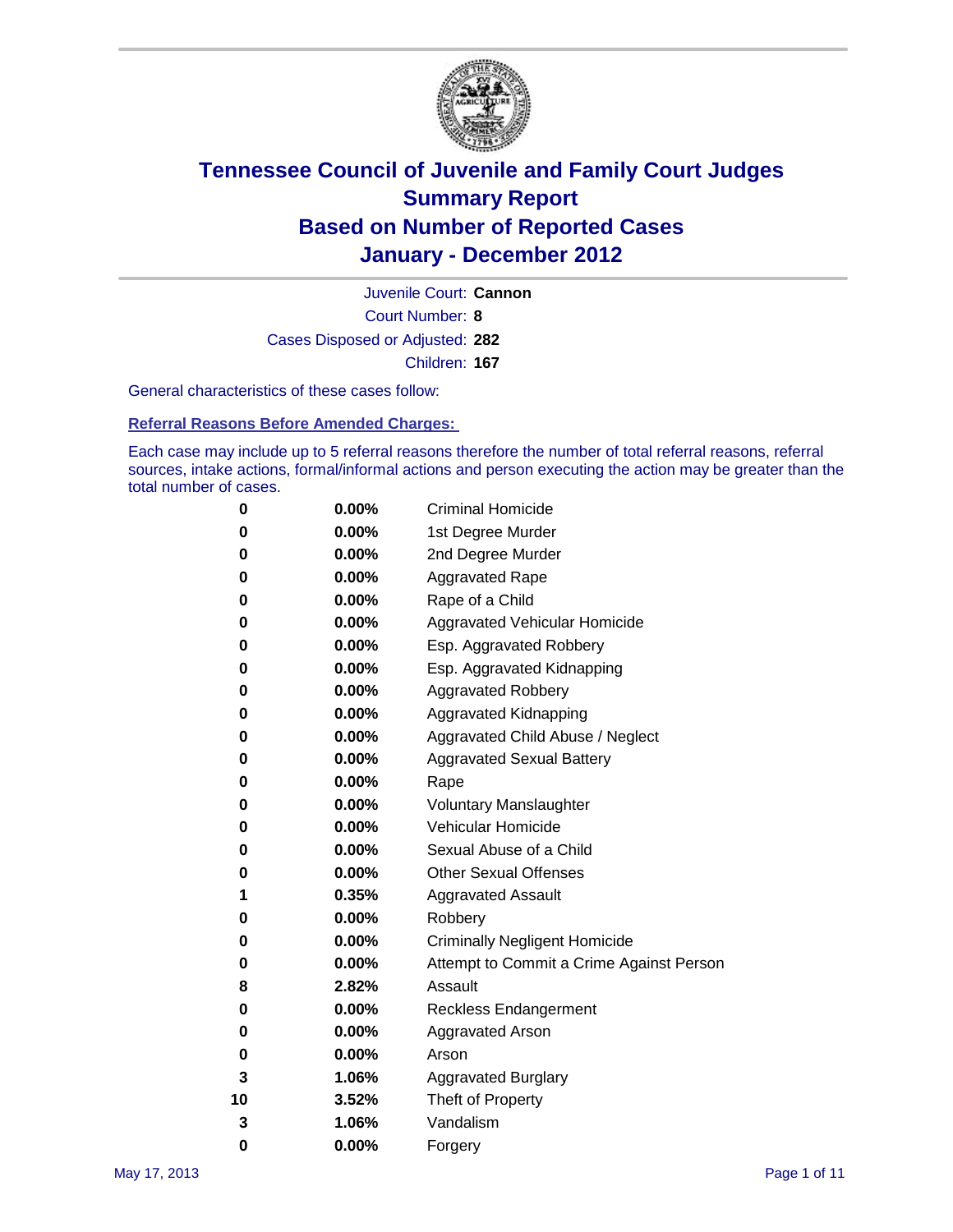# Tennessee Council of Juvenile and Family Court Judges
## Summary Report
## Based on Number of Reported Cases
## January - December 2012

Juvenile Court: **Cannon**
Court Number: **8**
Cases Disposed or Adjusted: **282**
Children: **167**

General characteristics of these cases follow:

### Referral Reasons Before Amended Charges:

Each case may include up to 5 referral reasons therefore the number of total referral reasons, referral sources, intake actions, formal/informal actions and person executing the action may be greater than the total number of cases.

| Count | Percent | Referral Reason |
|---|---|---|
| 0 | 0.00% | Criminal Homicide |
| 0 | 0.00% | 1st Degree Murder |
| 0 | 0.00% | 2nd Degree Murder |
| 0 | 0.00% | Aggravated Rape |
| 0 | 0.00% | Rape of a Child |
| 0 | 0.00% | Aggravated Vehicular Homicide |
| 0 | 0.00% | Esp. Aggravated Robbery |
| 0 | 0.00% | Esp. Aggravated Kidnapping |
| 0 | 0.00% | Aggravated Robbery |
| 0 | 0.00% | Aggravated Kidnapping |
| 0 | 0.00% | Aggravated Child Abuse / Neglect |
| 0 | 0.00% | Aggravated Sexual Battery |
| 0 | 0.00% | Rape |
| 0 | 0.00% | Voluntary Manslaughter |
| 0 | 0.00% | Vehicular Homicide |
| 0 | 0.00% | Sexual Abuse of a Child |
| 0 | 0.00% | Other Sexual Offenses |
| 1 | 0.35% | Aggravated Assault |
| 0 | 0.00% | Robbery |
| 0 | 0.00% | Criminally Negligent Homicide |
| 0 | 0.00% | Attempt to Commit a Crime Against Person |
| 8 | 2.82% | Assault |
| 0 | 0.00% | Reckless Endangerment |
| 0 | 0.00% | Aggravated Arson |
| 0 | 0.00% | Arson |
| 3 | 1.06% | Aggravated Burglary |
| 10 | 3.52% | Theft of Property |
| 3 | 1.06% | Vandalism |
| 0 | 0.00% | Forgery |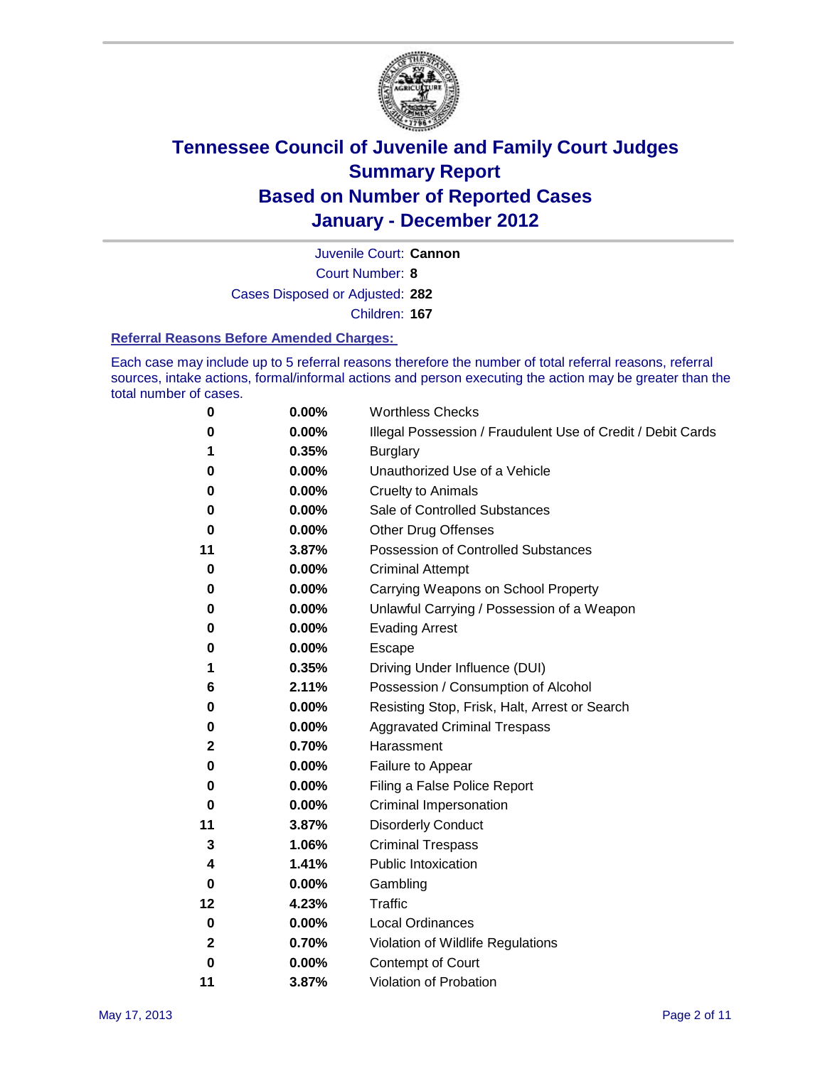# Tennessee Council of Juvenile and Family Court Judges
# Summary Report
# Based on Number of Reported Cases
# January - December 2012

Juvenile Court: **Cannon**

Court Number: **8**

Cases Disposed or Adjusted: **282**

Children: **167**

## Referral Reasons Before Amended Charges:

Each case may include up to 5 referral reasons therefore the number of total referral reasons, referral sources, intake actions, formal/informal actions and person executing the action may be greater than the total number of cases.

| | | |
|---|---|---|
| 0 | 0.00% | Worthless Checks |
| 0 | 0.00% | Illegal Possession / Fraudulent Use of Credit / Debit Cards |
| 1 | 0.35% | Burglary |
| 0 | 0.00% | Unauthorized Use of a Vehicle |
| 0 | 0.00% | Cruelty to Animals |
| 0 | 0.00% | Sale of Controlled Substances |
| 0 | 0.00% | Other Drug Offenses |
| 11 | 3.87% | Possession of Controlled Substances |
| 0 | 0.00% | Criminal Attempt |
| 0 | 0.00% | Carrying Weapons on School Property |
| 0 | 0.00% | Unlawful Carrying / Possession of a Weapon |
| 0 | 0.00% | Evading Arrest |
| 0 | 0.00% | Escape |
| 1 | 0.35% | Driving Under Influence (DUI) |
| 6 | 2.11% | Possession / Consumption of Alcohol |
| 0 | 0.00% | Resisting Stop, Frisk, Halt, Arrest or Search |
| 0 | 0.00% | Aggravated Criminal Trespass |
| 2 | 0.70% | Harassment |
| 0 | 0.00% | Failure to Appear |
| 0 | 0.00% | Filing a False Police Report |
| 0 | 0.00% | Criminal Impersonation |
| 11 | 3.87% | Disorderly Conduct |
| 3 | 1.06% | Criminal Trespass |
| 4 | 1.41% | Public Intoxication |
| 0 | 0.00% | Gambling |
| 12 | 4.23% | Traffic |
| 0 | 0.00% | Local Ordinances |
| 2 | 0.70% | Violation of Wildlife Regulations |
| 0 | 0.00% | Contempt of Court |
| 11 | 3.87% | Violation of Probation |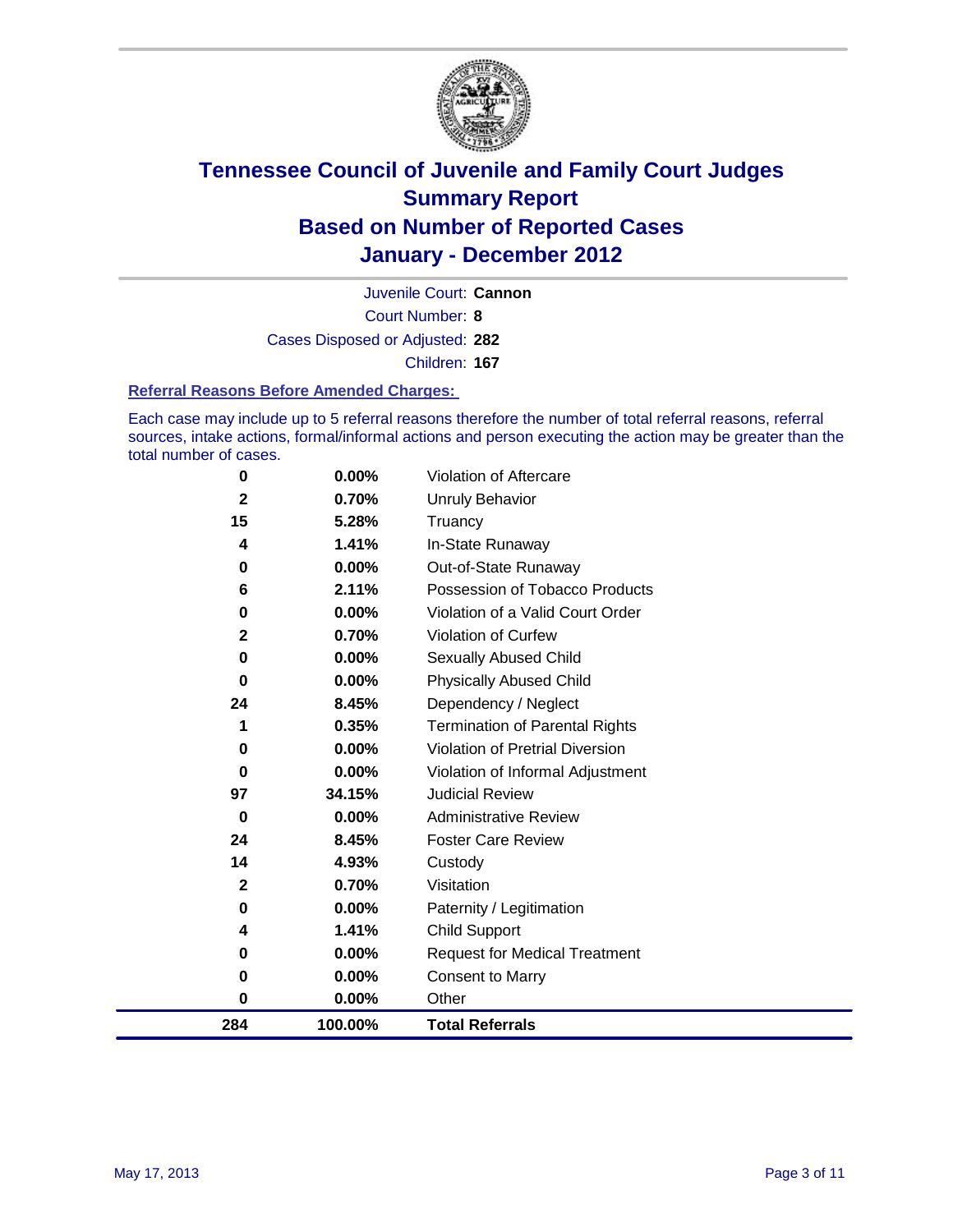# Tennessee Council of Juvenile and Family Court Judges
## Summary Report
## Based on Number of Reported Cases
## January - December 2012

Juvenile Court: **Cannon**

Court Number: **8**

Cases Disposed or Adjusted: **282**

Children: **167**

### Referral Reasons Before Amended Charges:

Each case may include up to 5 referral reasons therefore the number of total referral reasons, referral sources, intake actions, formal/informal actions and person executing the action may be greater than the total number of cases.

| Count | Percent | Referral Reason |
|---|---|---|
| 0 | 0.00% | Violation of Aftercare |
| 2 | 0.70% | Unruly Behavior |
| 15 | 5.28% | Truancy |
| 4 | 1.41% | In-State Runaway |
| 0 | 0.00% | Out-of-State Runaway |
| 6 | 2.11% | Possession of Tobacco Products |
| 0 | 0.00% | Violation of a Valid Court Order |
| 2 | 0.70% | Violation of Curfew |
| 0 | 0.00% | Sexually Abused Child |
| 0 | 0.00% | Physically Abused Child |
| 24 | 8.45% | Dependency / Neglect |
| 1 | 0.35% | Termination of Parental Rights |
| 0 | 0.00% | Violation of Pretrial Diversion |
| 0 | 0.00% | Violation of Informal Adjustment |
| 97 | 34.15% | Judicial Review |
| 0 | 0.00% | Administrative Review |
| 24 | 8.45% | Foster Care Review |
| 14 | 4.93% | Custody |
| 2 | 0.70% | Visitation |
| 0 | 0.00% | Paternity / Legitimation |
| 4 | 1.41% | Child Support |
| 0 | 0.00% | Request for Medical Treatment |
| 0 | 0.00% | Consent to Marry |
| 0 | 0.00% | Other |
| **284** | **100.00%** | **Total Referrals** |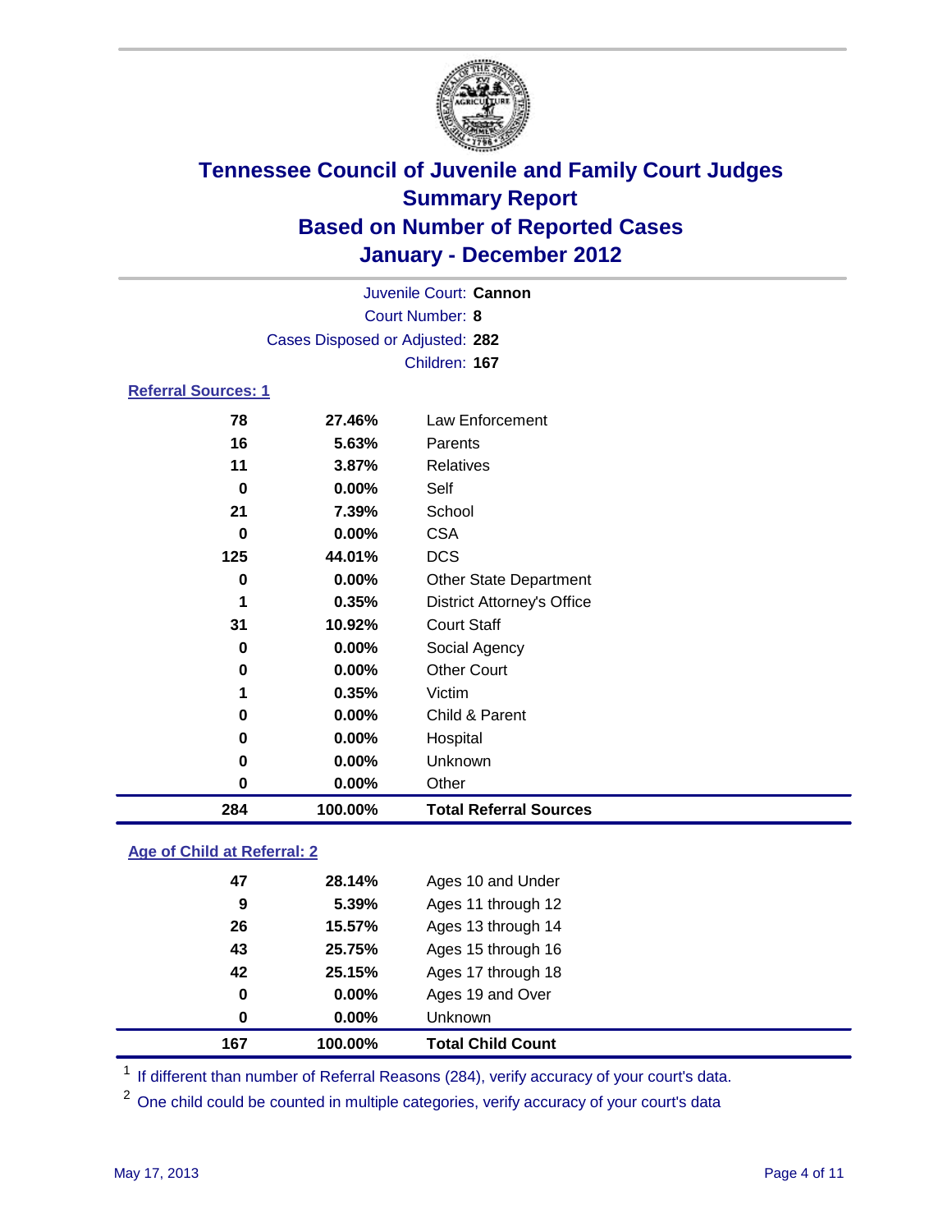# Tennessee Council of Juvenile and Family Court Judges
## Summary Report
## Based on Number of Reported Cases
## January - December 2012

Juvenile Court: **Cannon**
Court Number: **8**
Cases Disposed or Adjusted: **282**
Children: **167**

### Referral Sources: 1

| Count | Percent | Source |
|---|---|---|
| 78 | 27.46% | Law Enforcement |
| 16 | 5.63% | Parents |
| 11 | 3.87% | Relatives |
| 0 | 0.00% | Self |
| 21 | 7.39% | School |
| 0 | 0.00% | CSA |
| 125 | 44.01% | DCS |
| 0 | 0.00% | Other State Department |
| 1 | 0.35% | District Attorney's Office |
| 31 | 10.92% | Court Staff |
| 0 | 0.00% | Social Agency |
| 0 | 0.00% | Other Court |
| 1 | 0.35% | Victim |
| 0 | 0.00% | Child & Parent |
| 0 | 0.00% | Hospital |
| 0 | 0.00% | Unknown |
| 0 | 0.00% | Other |
| **284** | **100.00%** | **Total Referral Sources** |

### Age of Child at Referral: 2

| Count | Percent | Age |
|---|---|---|
| 47 | 28.14% | Ages 10 and Under |
| 9 | 5.39% | Ages 11 through 12 |
| 26 | 15.57% | Ages 13 through 14 |
| 43 | 25.75% | Ages 15 through 16 |
| 42 | 25.15% | Ages 17 through 18 |
| 0 | 0.00% | Ages 19 and Over |
| 0 | 0.00% | Unknown |
| **167** | **100.00%** | **Total Child Count** |

[1] If different than number of Referral Reasons (284), verify accuracy of your court's data.

[2] One child could be counted in multiple categories, verify accuracy of your court's data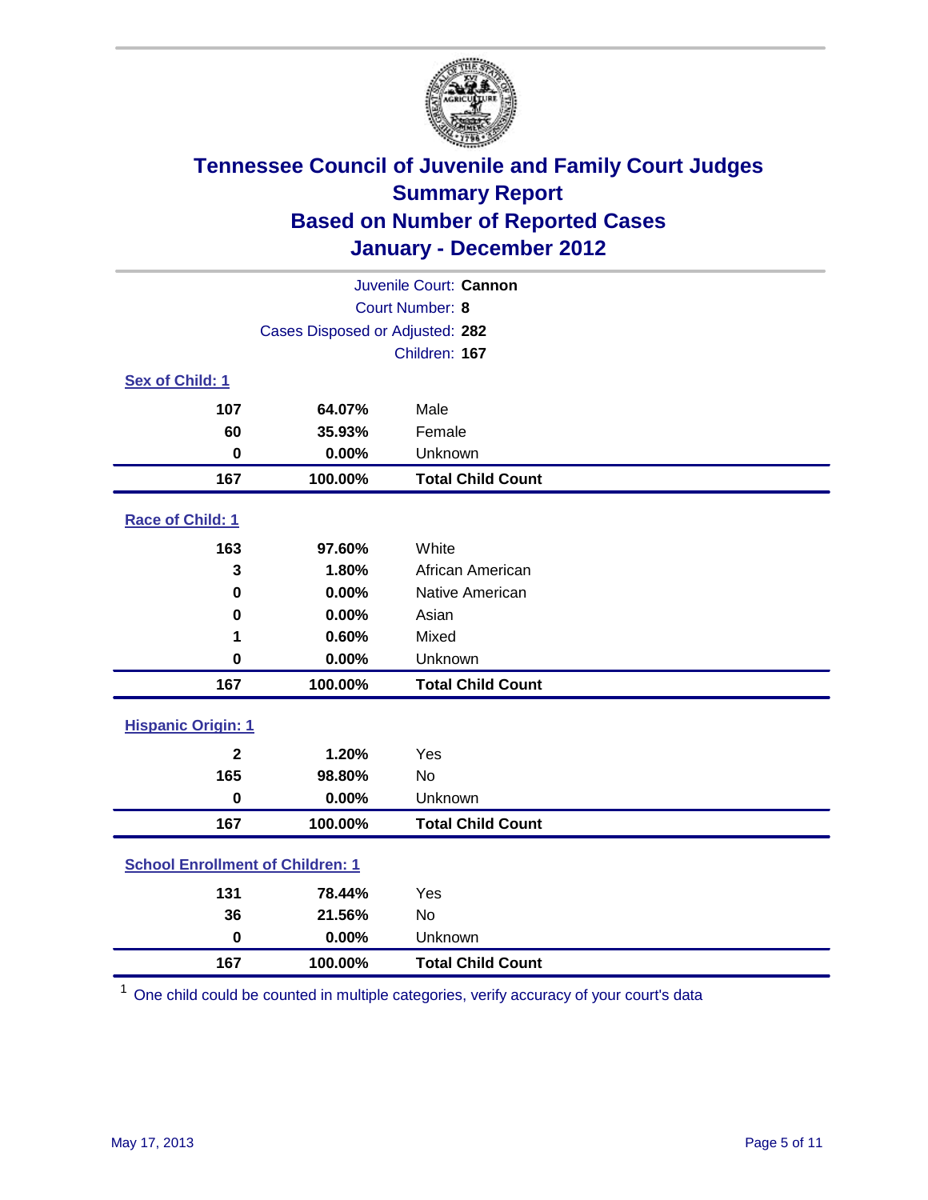# Tennessee Council of Juvenile and Family Court Judges
## Summary Report
## Based on Number of Reported Cases
## January - December 2012

Juvenile Court: **Cannon**
Court Number: **8**
Cases Disposed or Adjusted: **282**
Children: **167**

### Sex of Child: 1

| Count | Percent | Category |
|---|---|---|
| 107 | 64.07% | Male |
| 60 | 35.93% | Female |
| 0 | 0.00% | Unknown |
| **167** | **100.00%** | **Total Child Count** |

### Race of Child: 1

| Count | Percent | Category |
|---|---|---|
| 163 | 97.60% | White |
| 3 | 1.80% | African American |
| 0 | 0.00% | Native American |
| 0 | 0.00% | Asian |
| 1 | 0.60% | Mixed |
| 0 | 0.00% | Unknown |
| **167** | **100.00%** | **Total Child Count** |

### Hispanic Origin: 1

| Count | Percent | Category |
|---|---|---|
| 2 | 1.20% | Yes |
| 165 | 98.80% | No |
| 0 | 0.00% | Unknown |
| **167** | **100.00%** | **Total Child Count** |

### School Enrollment of Children: 1

| Count | Percent | Category |
|---|---|---|
| 131 | 78.44% | Yes |
| 36 | 21.56% | No |
| 0 | 0.00% | Unknown |
| **167** | **100.00%** | **Total Child Count** |

[1] One child could be counted in multiple categories, verify accuracy of your court's data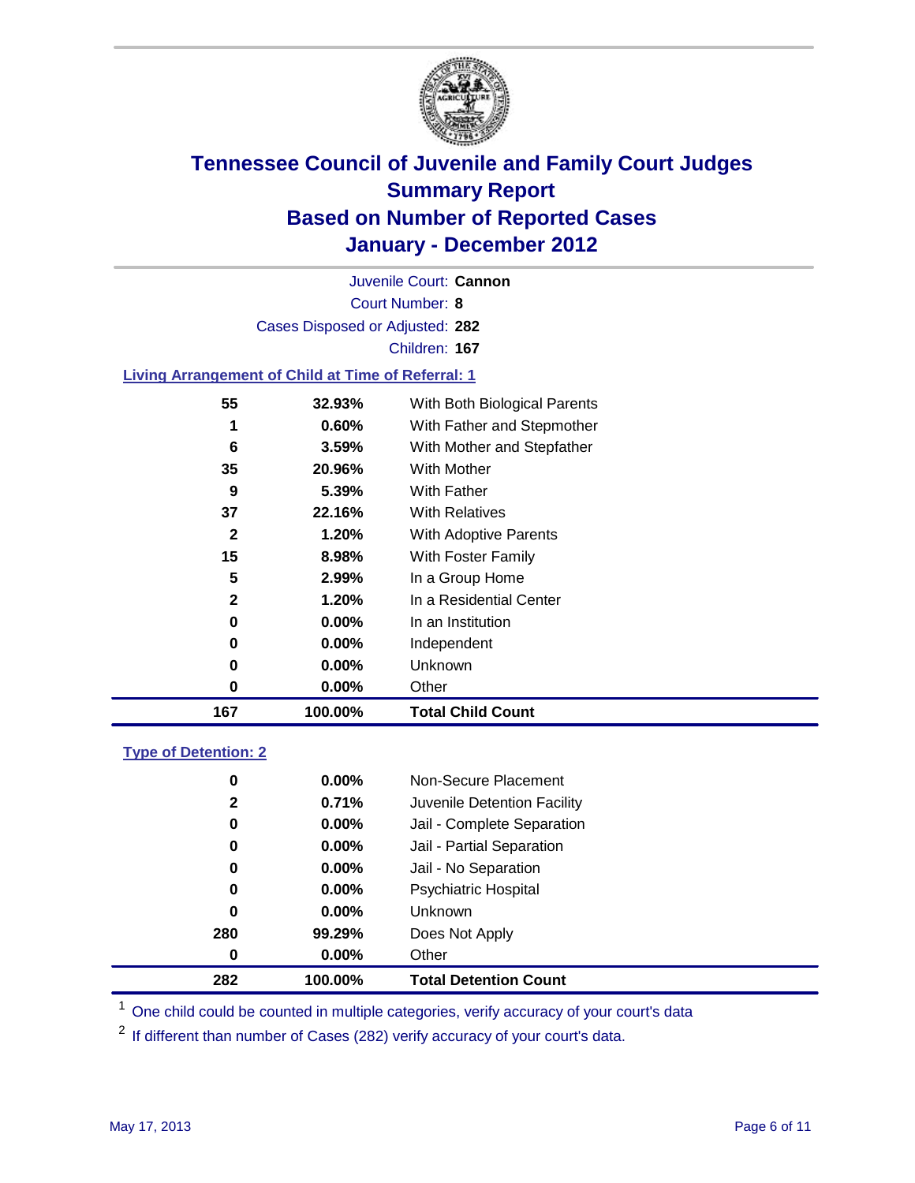# Tennessee Council of Juvenile and Family Court Judges
## Summary Report
## Based on Number of Reported Cases
## January - December 2012

Juvenile Court: **Cannon**

Court Number: **8**

Cases Disposed or Adjusted: **282**

Children: **167**

### Living Arrangement of Child at Time of Referral: 1

| Count | Percent | Category |
|---|---|---|
| 55 | 32.93% | With Both Biological Parents |
| 1 | 0.60% | With Father and Stepmother |
| 6 | 3.59% | With Mother and Stepfather |
| 35 | 20.96% | With Mother |
| 9 | 5.39% | With Father |
| 37 | 22.16% | With Relatives |
| 2 | 1.20% | With Adoptive Parents |
| 15 | 8.98% | With Foster Family |
| 5 | 2.99% | In a Group Home |
| 2 | 1.20% | In a Residential Center |
| 0 | 0.00% | In an Institution |
| 0 | 0.00% | Independent |
| 0 | 0.00% | Unknown |
| 0 | 0.00% | Other |
| **167** | **100.00%** | **Total Child Count** |

### Type of Detention: 2

| Count | Percent | Category |
|---|---|---|
| 0 | 0.00% | Non-Secure Placement |
| 2 | 0.71% | Juvenile Detention Facility |
| 0 | 0.00% | Jail - Complete Separation |
| 0 | 0.00% | Jail - Partial Separation |
| 0 | 0.00% | Jail - No Separation |
| 0 | 0.00% | Psychiatric Hospital |
| 0 | 0.00% | Unknown |
| 280 | 99.29% | Does Not Apply |
| 0 | 0.00% | Other |
| **282** | **100.00%** | **Total Detention Count** |

[1] One child could be counted in multiple categories, verify accuracy of your court's data

[2] If different than number of Cases (282) verify accuracy of your court's data.

May 17, 2013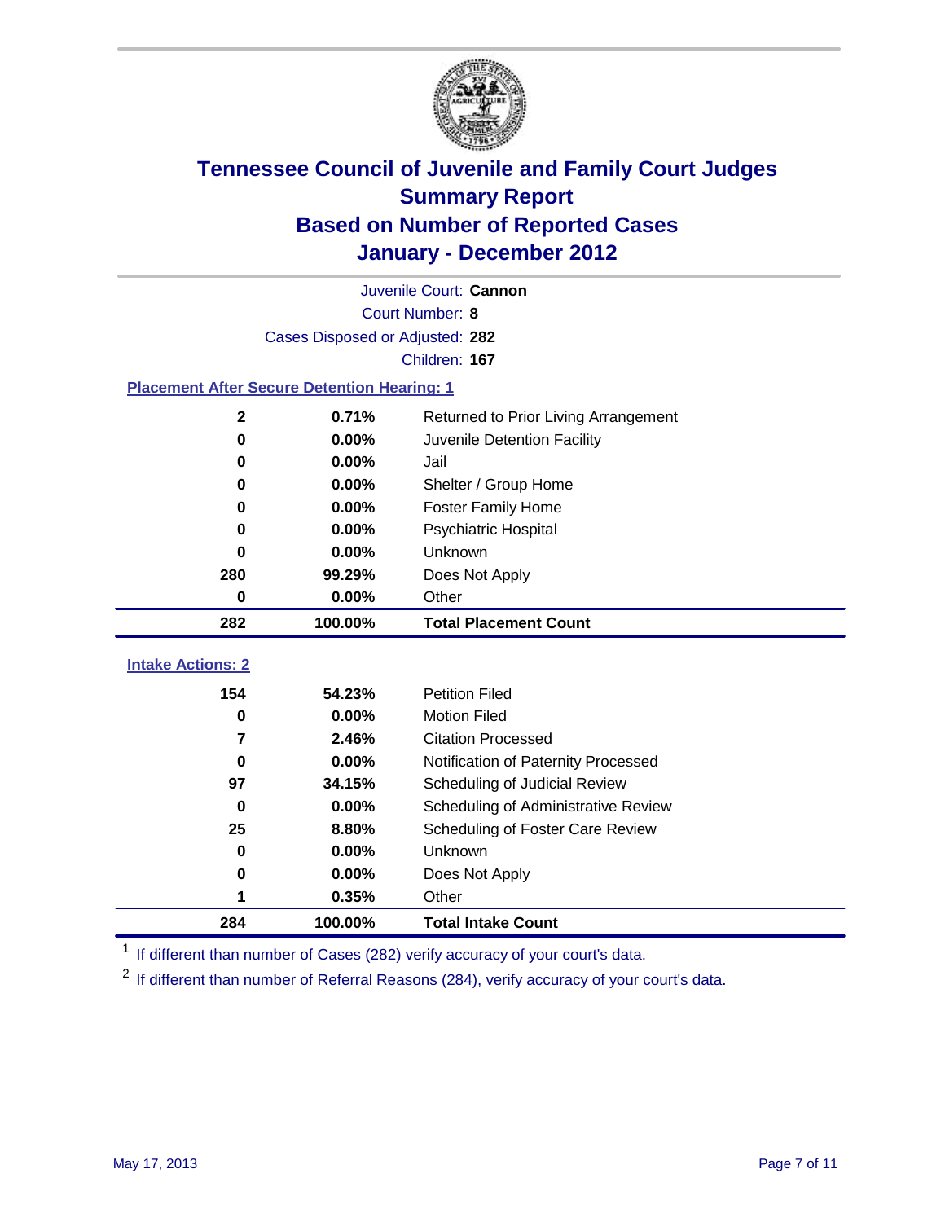# Tennessee Council of Juvenile and Family Court Judges
## Summary Report
## Based on Number of Reported Cases
## January - December 2012

Juvenile Court: **Cannon**

Court Number: **8**

Cases Disposed or Adjusted: **282**

Children: **167**

### Placement After Secure Detention Hearing: 1

| Count | Percent | Placement |
|---|---|---|
| 2 | 0.71% | Returned to Prior Living Arrangement |
| 0 | 0.00% | Juvenile Detention Facility |
| 0 | 0.00% | Jail |
| 0 | 0.00% | Shelter / Group Home |
| 0 | 0.00% | Foster Family Home |
| 0 | 0.00% | Psychiatric Hospital |
| 0 | 0.00% | Unknown |
| 280 | 99.29% | Does Not Apply |
| 0 | 0.00% | Other |
| **282** | **100.00%** | **Total Placement Count** |

### Intake Actions: 2

| Count | Percent | Intake Action |
|---|---|---|
| 154 | 54.23% | Petition Filed |
| 0 | 0.00% | Motion Filed |
| 7 | 2.46% | Citation Processed |
| 0 | 0.00% | Notification of Paternity Processed |
| 97 | 34.15% | Scheduling of Judicial Review |
| 0 | 0.00% | Scheduling of Administrative Review |
| 25 | 8.80% | Scheduling of Foster Care Review |
| 0 | 0.00% | Unknown |
| 0 | 0.00% | Does Not Apply |
| 1 | 0.35% | Other |
| **284** | **100.00%** | **Total Intake Count** |

[1] If different than number of Cases (282) verify accuracy of your court's data.

[2] If different than number of Referral Reasons (284), verify accuracy of your court's data.

May 17, 2013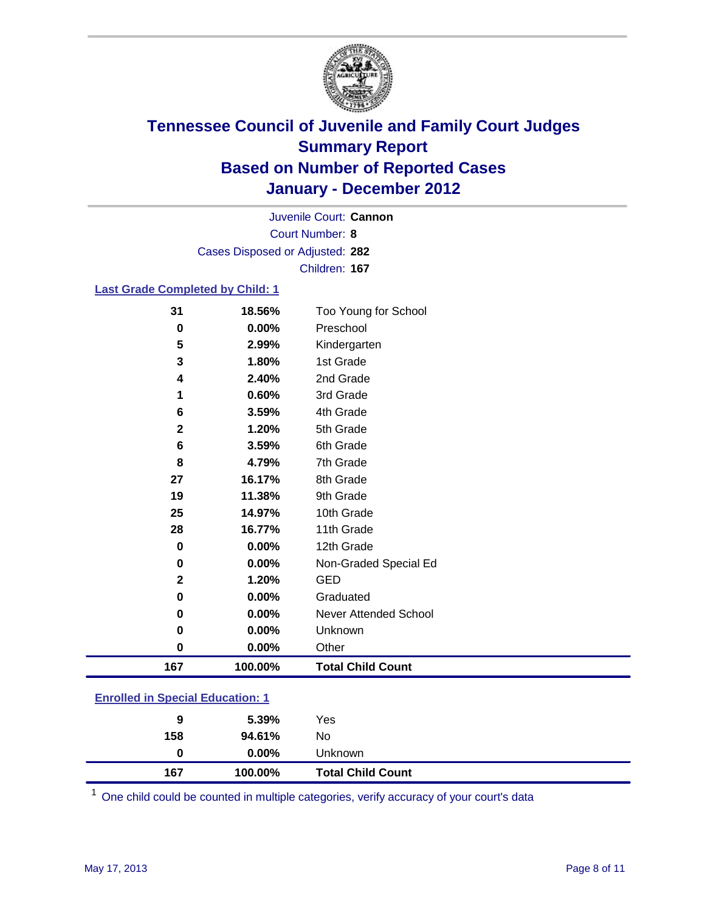# Tennessee Council of Juvenile and Family Court Judges
## Summary Report
## Based on Number of Reported Cases
## January - December 2012

Juvenile Court: **Cannon**
Court Number: **8**
Cases Disposed or Adjusted: **282**
Children: **167**

### Last Grade Completed by Child: 1

| Count | Percent | Category |
|---|---|---|
| 31 | 18.56% | Too Young for School |
| 0 | 0.00% | Preschool |
| 5 | 2.99% | Kindergarten |
| 3 | 1.80% | 1st Grade |
| 4 | 2.40% | 2nd Grade |
| 1 | 0.60% | 3rd Grade |
| 6 | 3.59% | 4th Grade |
| 2 | 1.20% | 5th Grade |
| 6 | 3.59% | 6th Grade |
| 8 | 4.79% | 7th Grade |
| 27 | 16.17% | 8th Grade |
| 19 | 11.38% | 9th Grade |
| 25 | 14.97% | 10th Grade |
| 28 | 16.77% | 11th Grade |
| 0 | 0.00% | 12th Grade |
| 0 | 0.00% | Non-Graded Special Ed |
| 2 | 1.20% | GED |
| 0 | 0.00% | Graduated |
| 0 | 0.00% | Never Attended School |
| 0 | 0.00% | Unknown |
| 0 | 0.00% | Other |
| **167** | **100.00%** | **Total Child Count** |

### Enrolled in Special Education: 1

| Count | Percent | Category |
|---|---|---|
| 9 | 5.39% | Yes |
| 158 | 94.61% | No |
| 0 | 0.00% | Unknown |
| **167** | **100.00%** | **Total Child Count** |

[1] One child could be counted in multiple categories, verify accuracy of your court's data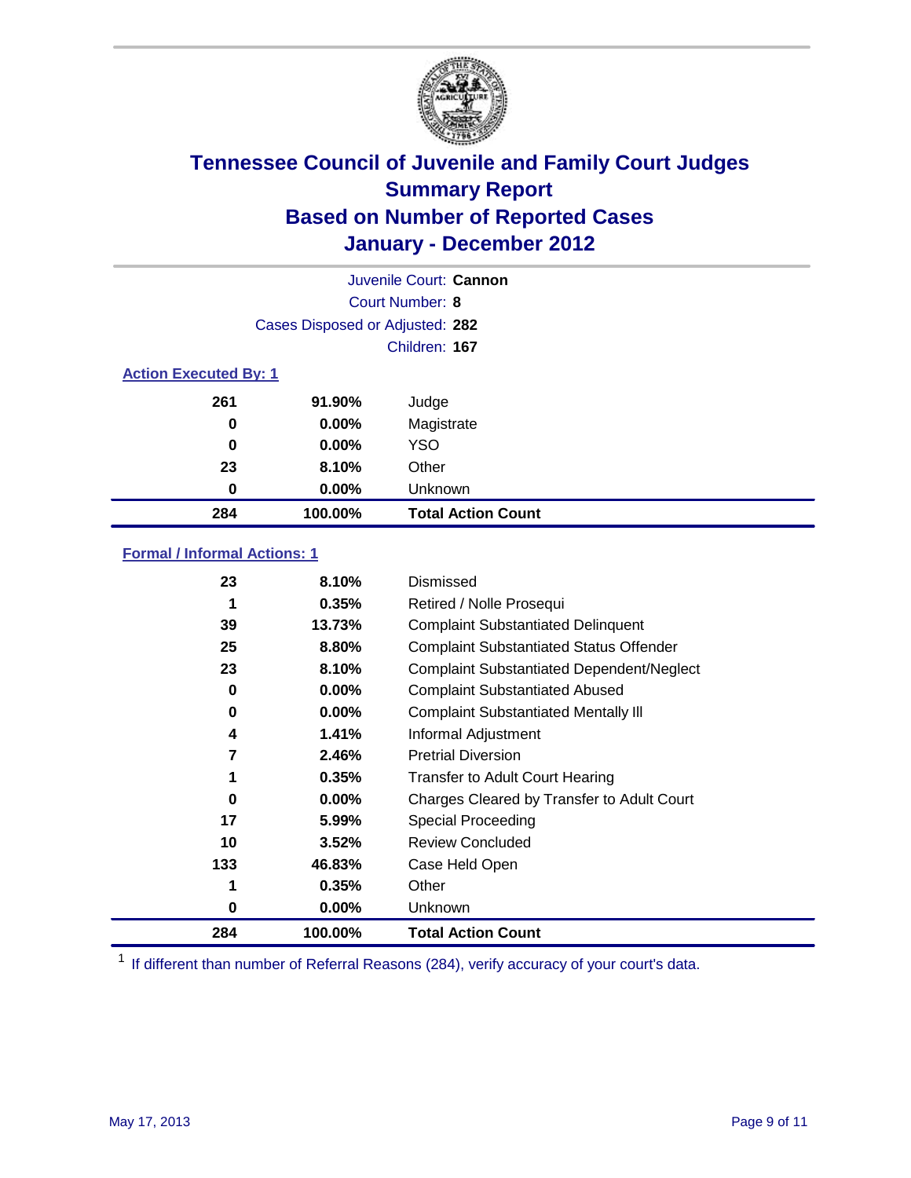# Tennessee Council of Juvenile and Family Court Judges
## Summary Report
## Based on Number of Reported Cases
## January - December 2012

Juvenile Court: **Cannon**

Court Number: **8**

Cases Disposed or Adjusted: **282**

Children: **167**

### Action Executed By: 1

| | | |
|---|---|---|
| 261 | 91.90% | Judge |
| 0 | 0.00% | Magistrate |
| 0 | 0.00% | YSO |
| 23 | 8.10% | Other |
| 0 | 0.00% | Unknown |
| **284** | **100.00%** | **Total Action Count** |

### Formal / Informal Actions: 1

| | | |
|---|---|---|
| 23 | 8.10% | Dismissed |
| 1 | 0.35% | Retired / Nolle Prosequi |
| 39 | 13.73% | Complaint Substantiated Delinquent |
| 25 | 8.80% | Complaint Substantiated Status Offender |
| 23 | 8.10% | Complaint Substantiated Dependent/Neglect |
| 0 | 0.00% | Complaint Substantiated Abused |
| 0 | 0.00% | Complaint Substantiated Mentally Ill |
| 4 | 1.41% | Informal Adjustment |
| 7 | 2.46% | Pretrial Diversion |
| 1 | 0.35% | Transfer to Adult Court Hearing |
| 0 | 0.00% | Charges Cleared by Transfer to Adult Court |
| 17 | 5.99% | Special Proceeding |
| 10 | 3.52% | Review Concluded |
| 133 | 46.83% | Case Held Open |
| 1 | 0.35% | Other |
| 0 | 0.00% | Unknown |
| **284** | **100.00%** | **Total Action Count** |

[1] If different than number of Referral Reasons (284), verify accuracy of your court's data.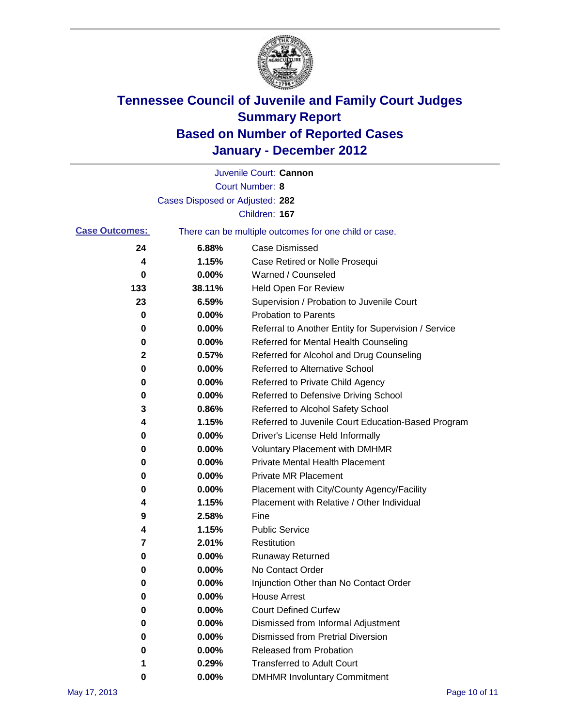# Tennessee Council of Juvenile and Family Court Judges
# Summary Report
# Based on Number of Reported Cases
# January - December 2012

Juvenile Court: **Cannon**

Court Number: **8**

Cases Disposed or Adjusted: **282**

Children: **167**

**Case Outcomes:** There can be multiple outcomes for one child or case.

| Count | Percent | Outcome |
|---|---|---|
| 24 | 6.88% | Case Dismissed |
| 4 | 1.15% | Case Retired or Nolle Prosequi |
| 0 | 0.00% | Warned / Counseled |
| 133 | 38.11% | Held Open For Review |
| 23 | 6.59% | Supervision / Probation to Juvenile Court |
| 0 | 0.00% | Probation to Parents |
| 0 | 0.00% | Referral to Another Entity for Supervision / Service |
| 0 | 0.00% | Referred for Mental Health Counseling |
| 2 | 0.57% | Referred for Alcohol and Drug Counseling |
| 0 | 0.00% | Referred to Alternative School |
| 0 | 0.00% | Referred to Private Child Agency |
| 0 | 0.00% | Referred to Defensive Driving School |
| 3 | 0.86% | Referred to Alcohol Safety School |
| 4 | 1.15% | Referred to Juvenile Court Education-Based Program |
| 0 | 0.00% | Driver's License Held Informally |
| 0 | 0.00% | Voluntary Placement with DMHMR |
| 0 | 0.00% | Private Mental Health Placement |
| 0 | 0.00% | Private MR Placement |
| 0 | 0.00% | Placement with City/County Agency/Facility |
| 4 | 1.15% | Placement with Relative / Other Individual |
| 9 | 2.58% | Fine |
| 4 | 1.15% | Public Service |
| 7 | 2.01% | Restitution |
| 0 | 0.00% | Runaway Returned |
| 0 | 0.00% | No Contact Order |
| 0 | 0.00% | Injunction Other than No Contact Order |
| 0 | 0.00% | House Arrest |
| 0 | 0.00% | Court Defined Curfew |
| 0 | 0.00% | Dismissed from Informal Adjustment |
| 0 | 0.00% | Dismissed from Pretrial Diversion |
| 0 | 0.00% | Released from Probation |
| 1 | 0.29% | Transferred to Adult Court |
| 0 | 0.00% | DMHMR Involuntary Commitment |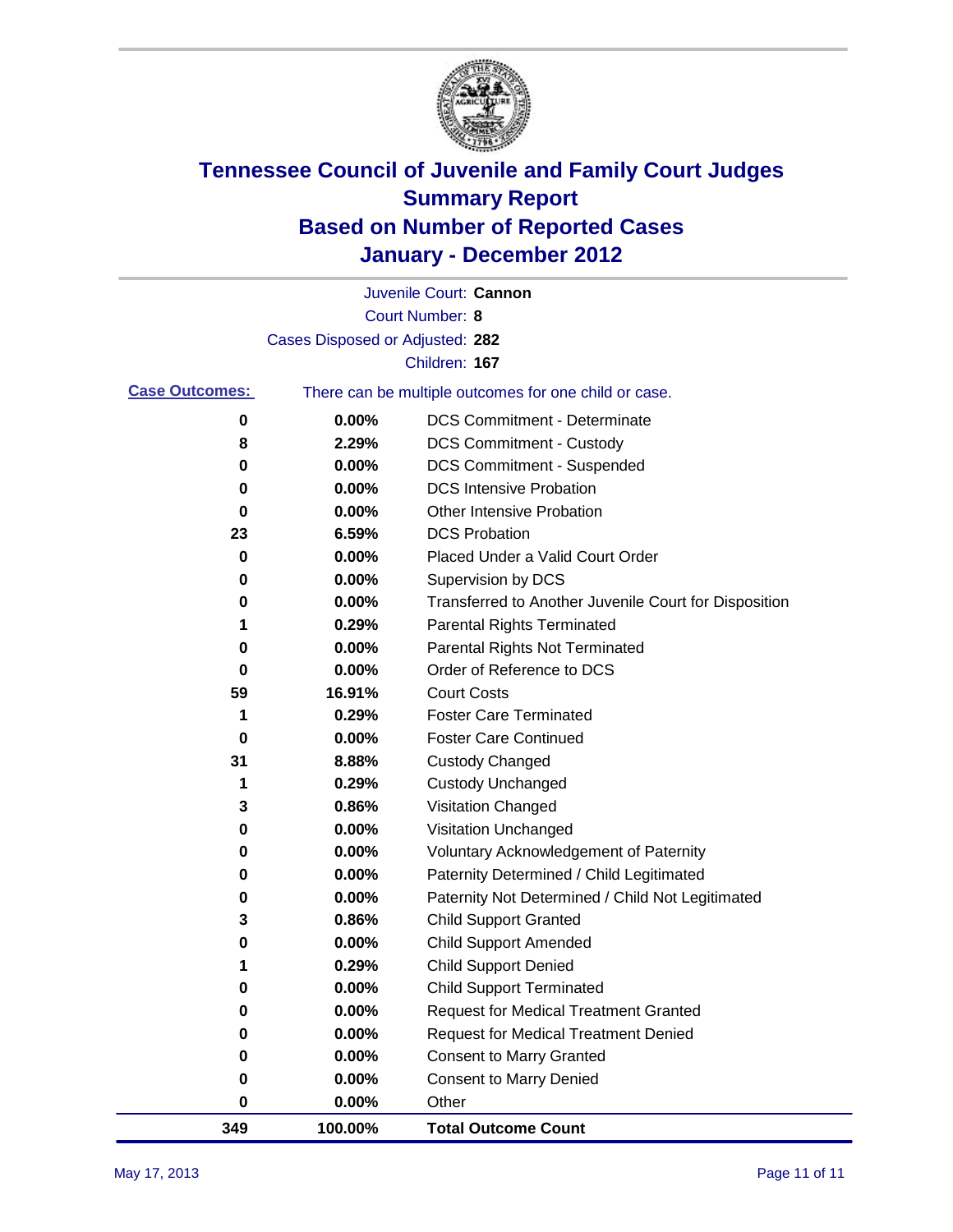# Tennessee Council of Juvenile and Family Court Judges
## Summary Report
## Based on Number of Reported Cases
## January - December 2012

Juvenile Court: **Cannon**
Court Number: **8**
Cases Disposed or Adjusted: **282**
Children: **167**

**Case Outcomes:** There can be multiple outcomes for one child or case.

| | | |
|---|---|---|
| 0 | 0.00% | DCS Commitment - Determinate |
| 8 | 2.29% | DCS Commitment - Custody |
| 0 | 0.00% | DCS Commitment - Suspended |
| 0 | 0.00% | DCS Intensive Probation |
| 0 | 0.00% | Other Intensive Probation |
| 23 | 6.59% | DCS Probation |
| 0 | 0.00% | Placed Under a Valid Court Order |
| 0 | 0.00% | Supervision by DCS |
| 0 | 0.00% | Transferred to Another Juvenile Court for Disposition |
| 1 | 0.29% | Parental Rights Terminated |
| 0 | 0.00% | Parental Rights Not Terminated |
| 0 | 0.00% | Order of Reference to DCS |
| 59 | 16.91% | Court Costs |
| 1 | 0.29% | Foster Care Terminated |
| 0 | 0.00% | Foster Care Continued |
| 31 | 8.88% | Custody Changed |
| 1 | 0.29% | Custody Unchanged |
| 3 | 0.86% | Visitation Changed |
| 0 | 0.00% | Visitation Unchanged |
| 0 | 0.00% | Voluntary Acknowledgement of Paternity |
| 0 | 0.00% | Paternity Determined / Child Legitimated |
| 0 | 0.00% | Paternity Not Determined / Child Not Legitimated |
| 3 | 0.86% | Child Support Granted |
| 0 | 0.00% | Child Support Amended |
| 1 | 0.29% | Child Support Denied |
| 0 | 0.00% | Child Support Terminated |
| 0 | 0.00% | Request for Medical Treatment Granted |
| 0 | 0.00% | Request for Medical Treatment Denied |
| 0 | 0.00% | Consent to Marry Granted |
| 0 | 0.00% | Consent to Marry Denied |
| 0 | 0.00% | Other |
| **349** | **100.00%** | **Total Outcome Count** |

May 17, 2013